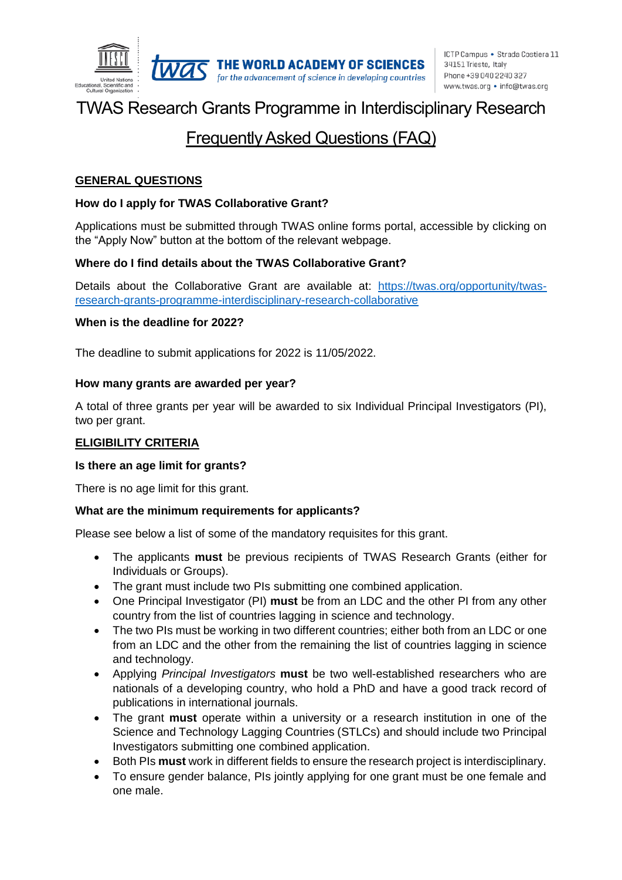# TWAS Research Grants Programme in Interdisciplinary Research

## Frequently Asked Questions (FAQ)

### GENERAL QUESTIONS

**How do I apply for TWAS Collaborative Grant?**

Applications must be submitted through TWAS online forms portal, accessible by clicking on the "Apply Now" button at the bottom of the relevant webpage.

**Where do I find details about the TWAS Collaborative Grant?**

Details about the Collaborative Grant are available at: [https://twas.org/opportunity/twas-research-grants-programme-interdisciplinary-research-collaborative](https://twas.org/opportunity/twas-research-grants-programme-interdisciplinary-research-collaborative)

**When is the deadline for 2022?**

The deadline to submit applications for 2022 is 11/05/2022.

**How many grants are awarded per year?**

A total of three grants per year will be awarded to six Individual Principal Investigators (PI), two per grant.

### ELIGIBILITY CRITERIA

**Is there an age limit for grants?**

There is no age limit for this grant.

**What are the minimum requirements for applicants?**

Please see below a list of some of the mandatory requisites for this grant.

- The applicants **must** be previous recipients of TWAS Research Grants (either for Individuals or Groups).
- The grant must include two PIs submitting one combined application.
- One Principal Investigator (PI) **must** be from an LDC and the other PI from any other country from the list of countries lagging in science and technology.
- The two PIs must be working in two different countries; either both from an LDC or one from an LDC and the other from the remaining the list of countries lagging in science and technology.
- Applying *Principal Investigators* **must** be two well-established researchers who are nationals of a developing country, who hold a PhD and have a good track record of publications in international journals.
- The grant **must** operate within a university or a research institution in one of the Science and Technology Lagging Countries (STLCs) and should include two Principal Investigators submitting one combined application.
- Both PIs **must** work in different fields to ensure the research project is interdisciplinary.
- To ensure gender balance, PIs jointly applying for one grant must be one female and one male.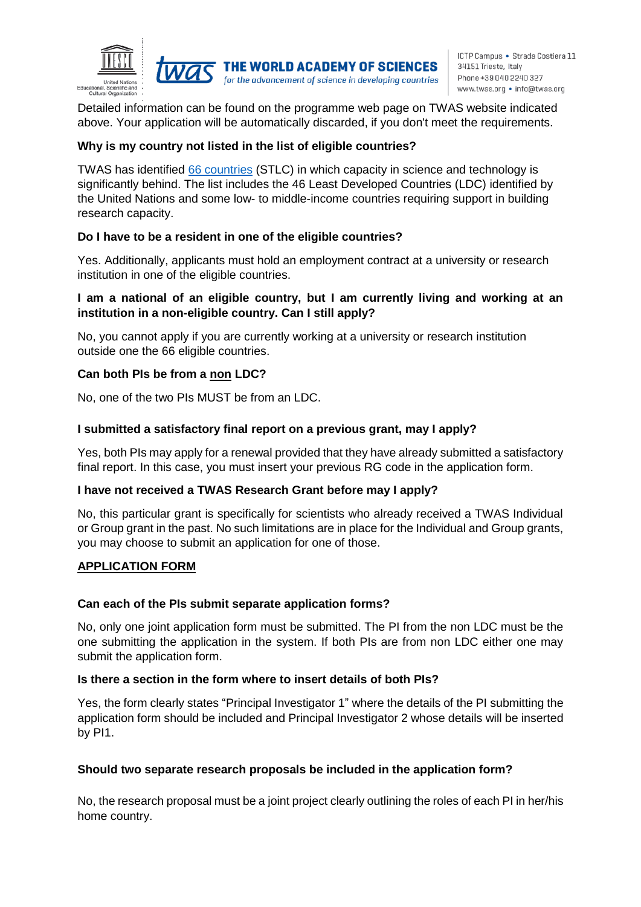Detailed information can be found on the programme web page on TWAS website indicated above. Your application will be automatically discarded, if you don't meet the requirements.

**Why is my country not listed in the list of eligible countries?**

TWAS has identified [66 countries](#) (STLC) in which capacity in science and technology is significantly behind. The list includes the 46 Least Developed Countries (LDC) identified by the United Nations and some low- to middle-income countries requiring support in building research capacity.

**Do I have to be a resident in one of the eligible countries?**

Yes. Additionally, applicants must hold an employment contract at a university or research institution in one of the eligible countries.

**I am a national of an eligible country, but I am currently living and working at an institution in a non-eligible country. Can I still apply?**

No, you cannot apply if you are currently working at a university or research institution outside one the 66 eligible countries.

**Can both PIs be from a non LDC?**

No, one of the two PIs MUST be from an LDC.

**I submitted a satisfactory final report on a previous grant, may I apply?**

Yes, both PIs may apply for a renewal provided that they have already submitted a satisfactory final report. In this case, you must insert your previous RG code in the application form.

**I have not received a TWAS Research Grant before may I apply?**

No, this particular grant is specifically for scientists who already received a TWAS Individual or Group grant in the past. No such limitations are in place for the Individual and Group grants, you may choose to submit an application for one of those.

## APPLICATION FORM

**Can each of the PIs submit separate application forms?**

No, only one joint application form must be submitted. The PI from the non LDC must be the one submitting the application in the system. If both PIs are from non LDC either one may submit the application form.

**Is there a section in the form where to insert details of both PIs?**

Yes, the form clearly states "Principal Investigator 1" where the details of the PI submitting the application form should be included and Principal Investigator 2 whose details will be inserted by PI1.

**Should two separate research proposals be included in the application form?**

No, the research proposal must be a joint project clearly outlining the roles of each PI in her/his home country.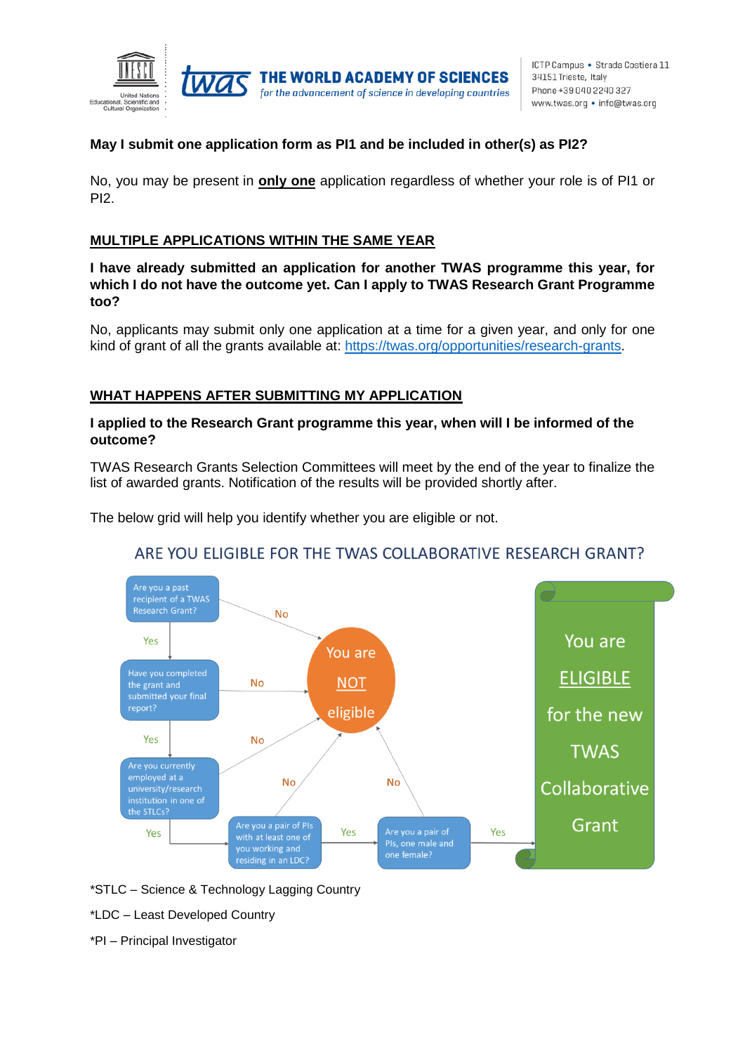**May I submit one application form as PI1 and be included in other(s) as PI2?**

No, you may be present in **only one** application regardless of whether your role is of PI1 or PI2.

## MULTIPLE APPLICATIONS WITHIN THE SAME YEAR

**I have already submitted an application for another TWAS programme this year, for which I do not have the outcome yet. Can I apply to TWAS Research Grant Programme too?**

No, applicants may submit only one application at a time for a given year, and only for one kind of grant of all the grants available at: https://twas.org/opportunities/research-grants.

## WHAT HAPPENS AFTER SUBMITTING MY APPLICATION

**I applied to the Research Grant programme this year, when will I be informed of the outcome?**

TWAS Research Grants Selection Committees will meet by the end of the year to finalize the list of awarded grants. Notification of the results will be provided shortly after.

The below grid will help you identify whether you are eligible or not.

ARE YOU ELIGIBLE FOR THE TWAS COLLABORATIVE RESEARCH GRANT?

Are you a past recipient of a TWAS Research Grant?

No

Yes

Have you completed the grant and submitted your final report?

No

Yes

No

Are you currently employed at a university/research institution in one of the STLCs?

No

Yes

Are you a pair of PIs with at least one of you working and residing in an LDC?

Yes

No

Are you a pair of PIs, one male and one female?

Yes

You are NOT eligible

You are ELIGIBLE for the new TWAS Collaborative Grant

*STLC – Science & Technology Lagging Country

*LDC – Least Developed Country

*PI – Principal Investigator